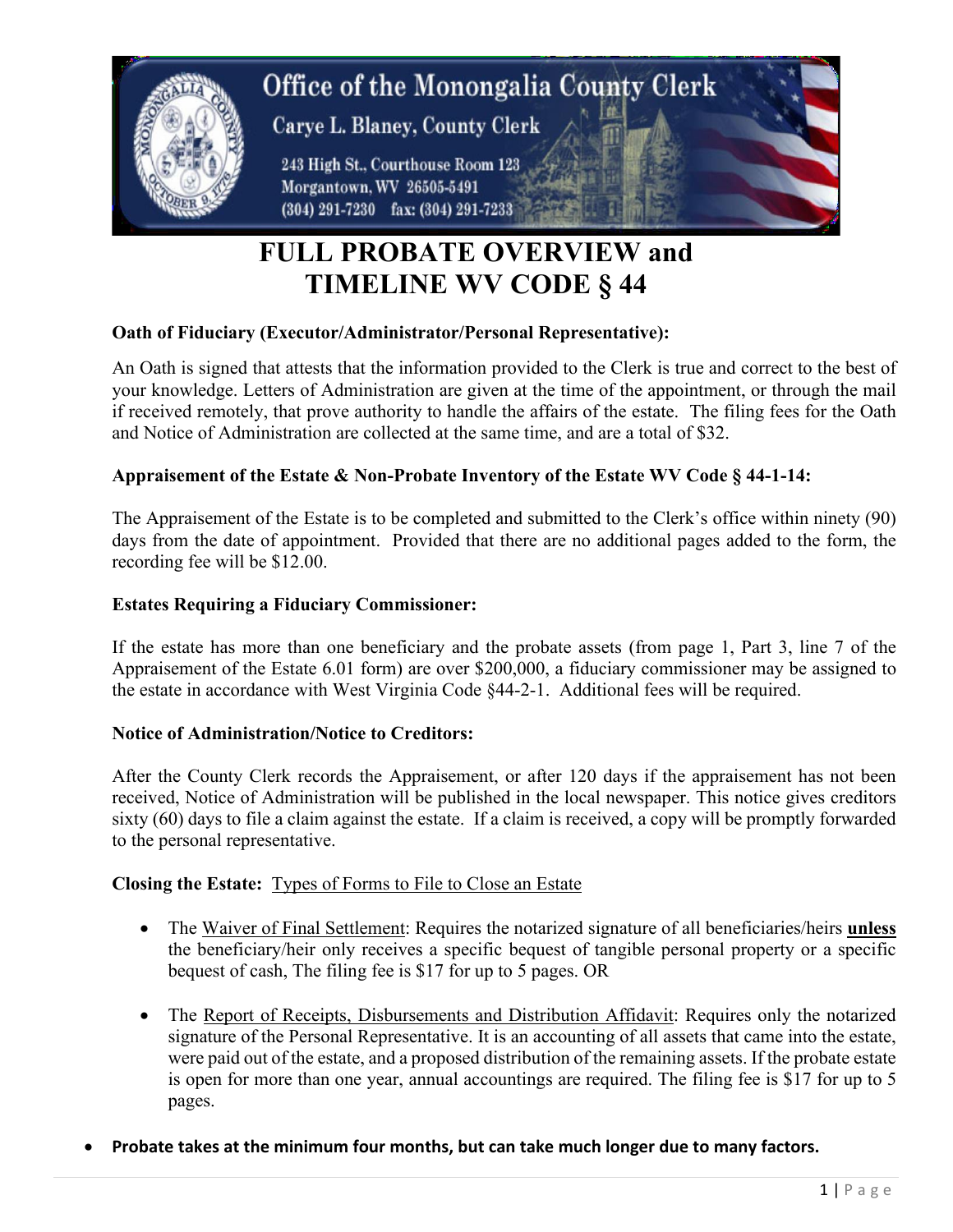Office of the Monongalia County Clerk

Carye L. Blaney, County Clerk

243 High St., Courthouse Room 123
Morgantown, WV 26505-5491
(304) 291-7230 fax: (304) 291-7233

# FULL PROBATE OVERVIEW and TIMELINE WV CODE § 44

**Oath of Fiduciary (Executor/Administrator/Personal Representative):**

An Oath is signed that attests that the information provided to the Clerk is true and correct to the best of your knowledge. Letters of Administration are given at the time of the appointment, or through the mail if received remotely, that prove authority to handle the affairs of the estate. The filing fees for the Oath and Notice of Administration are collected at the same time, and are a total of $32.

**Appraisement of the Estate & Non-Probate Inventory of the Estate WV Code § 44-1-14:**

The Appraisement of the Estate is to be completed and submitted to the Clerk's office within ninety (90) days from the date of appointment. Provided that there are no additional pages added to the form, the recording fee will be $12.00.

**Estates Requiring a Fiduciary Commissioner:**

If the estate has more than one beneficiary and the probate assets (from page 1, Part 3, line 7 of the Appraisement of the Estate 6.01 form) are over $200,000, a fiduciary commissioner may be assigned to the estate in accordance with West Virginia Code §44-2-1. Additional fees will be required.

**Notice of Administration/Notice to Creditors:**

After the County Clerk records the Appraisement, or after 120 days if the appraisement has not been received, Notice of Administration will be published in the local newspaper. This notice gives creditors sixty (60) days to file a claim against the estate. If a claim is received, a copy will be promptly forwarded to the personal representative.

**Closing the Estate:** <u>Types of Forms to File to Close an Estate</u>

- The <u>Waiver of Final Settlement</u>: Requires the notarized signature of all beneficiaries/heirs **<u>unless</u>** the beneficiary/heir only receives a specific bequest of tangible personal property or a specific bequest of cash, The filing fee is $17 for up to 5 pages. OR

- The <u>Report of Receipts, Disbursements and Distribution Affidavit</u>: Requires only the notarized signature of the Personal Representative. It is an accounting of all assets that came into the estate, were paid out of the estate, and a proposed distribution of the remaining assets. If the probate estate is open for more than one year, annual accountings are required. The filing fee is $17 for up to 5 pages.

- **Probate takes at the minimum four months, but can take much longer due to many factors.**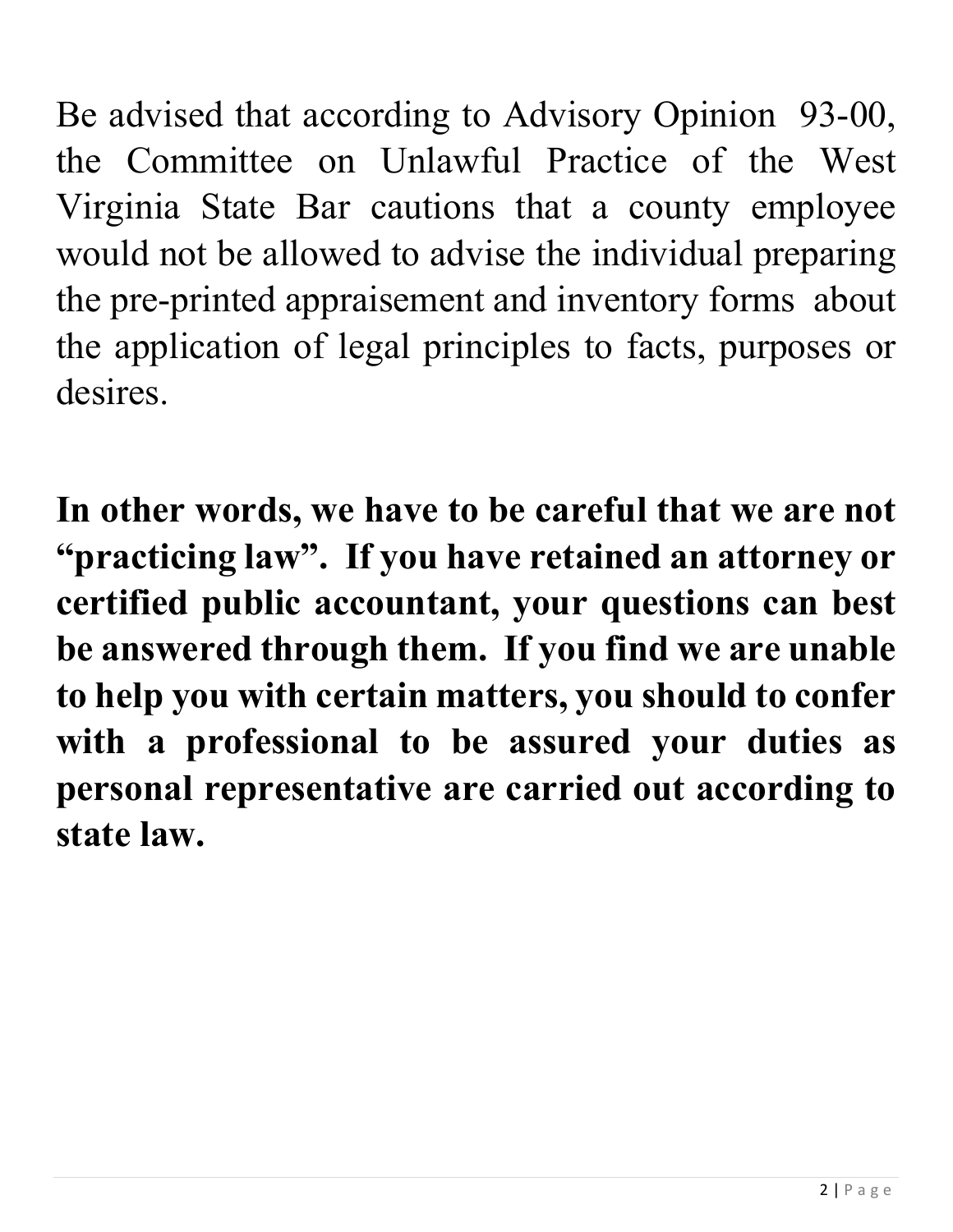Be advised that according to Advisory Opinion 93-00, the Committee on Unlawful Practice of the West Virginia State Bar cautions that a county employee would not be allowed to advise the individual preparing the pre-printed appraisement and inventory forms about the application of legal principles to facts, purposes or desires.

**In other words, we have to be careful that we are not "practicing law". If you have retained an attorney or certified public accountant, your questions can best be answered through them. If you find we are unable to help you with certain matters, you should to confer with a professional to be assured your duties as personal representative are carried out according to state law.**